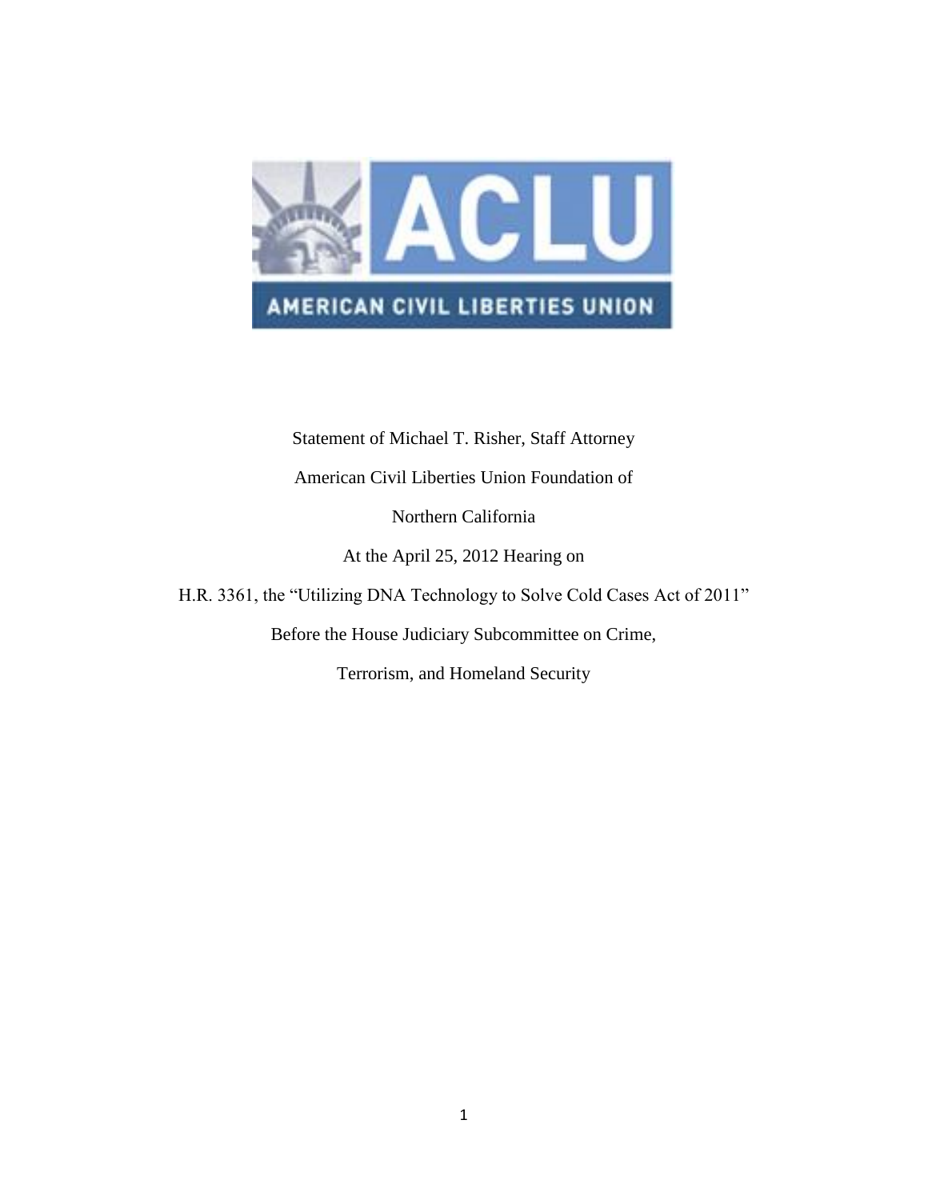AMERICAN CIVIL LIBERTIES UNION

Statement of Michael T. Risher, Staff Attorney

American Civil Liberties Union Foundation of

Northern California

At the April 25, 2012 Hearing on

H.R. 3361, the "Utilizing DNA Technology to Solve Cold Cases Act of 2011"

Before the House Judiciary Subcommittee on Crime,

Terrorism, and Homeland Security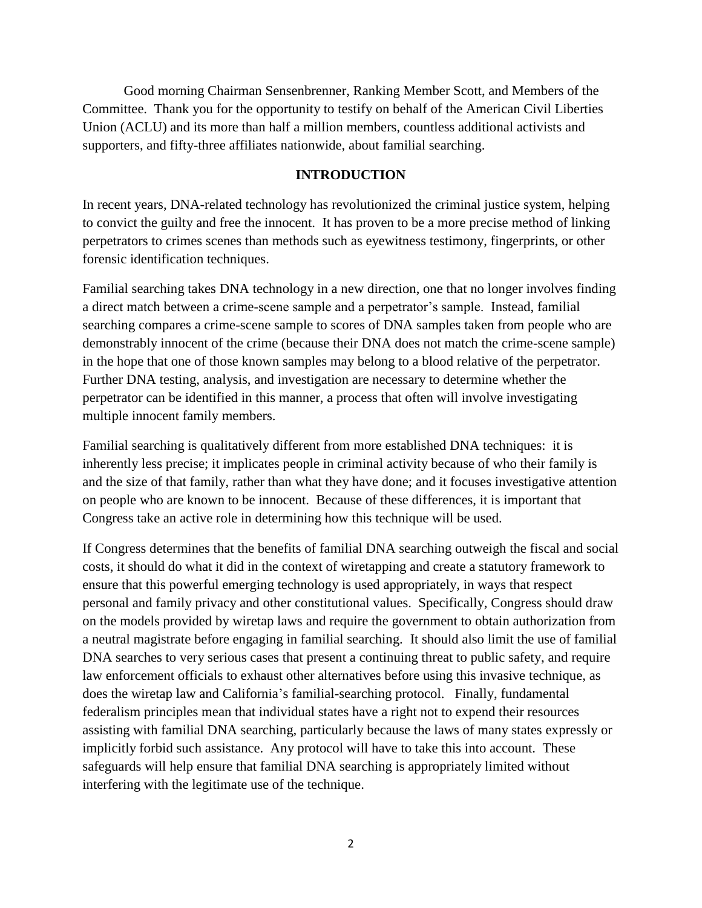Good morning Chairman Sensenbrenner, Ranking Member Scott, and Members of the Committee. Thank you for the opportunity to testify on behalf of the American Civil Liberties Union (ACLU) and its more than half a million members, countless additional activists and supporters, and fifty-three affiliates nationwide, about familial searching.

## INTRODUCTION

In recent years, DNA-related technology has revolutionized the criminal justice system, helping to convict the guilty and free the innocent. It has proven to be a more precise method of linking perpetrators to crimes scenes than methods such as eyewitness testimony, fingerprints, or other forensic identification techniques.

Familial searching takes DNA technology in a new direction, one that no longer involves finding a direct match between a crime-scene sample and a perpetrator's sample. Instead, familial searching compares a crime-scene sample to scores of DNA samples taken from people who are demonstrably innocent of the crime (because their DNA does not match the crime-scene sample) in the hope that one of those known samples may belong to a blood relative of the perpetrator. Further DNA testing, analysis, and investigation are necessary to determine whether the perpetrator can be identified in this manner, a process that often will involve investigating multiple innocent family members.

Familial searching is qualitatively different from more established DNA techniques: it is inherently less precise; it implicates people in criminal activity because of who their family is and the size of that family, rather than what they have done; and it focuses investigative attention on people who are known to be innocent. Because of these differences, it is important that Congress take an active role in determining how this technique will be used.

If Congress determines that the benefits of familial DNA searching outweigh the fiscal and social costs, it should do what it did in the context of wiretapping and create a statutory framework to ensure that this powerful emerging technology is used appropriately, in ways that respect personal and family privacy and other constitutional values. Specifically, Congress should draw on the models provided by wiretap laws and require the government to obtain authorization from a neutral magistrate before engaging in familial searching. It should also limit the use of familial DNA searches to very serious cases that present a continuing threat to public safety, and require law enforcement officials to exhaust other alternatives before using this invasive technique, as does the wiretap law and California's familial-searching protocol. Finally, fundamental federalism principles mean that individual states have a right not to expend their resources assisting with familial DNA searching, particularly because the laws of many states expressly or implicitly forbid such assistance. Any protocol will have to take this into account. These safeguards will help ensure that familial DNA searching is appropriately limited without interfering with the legitimate use of the technique.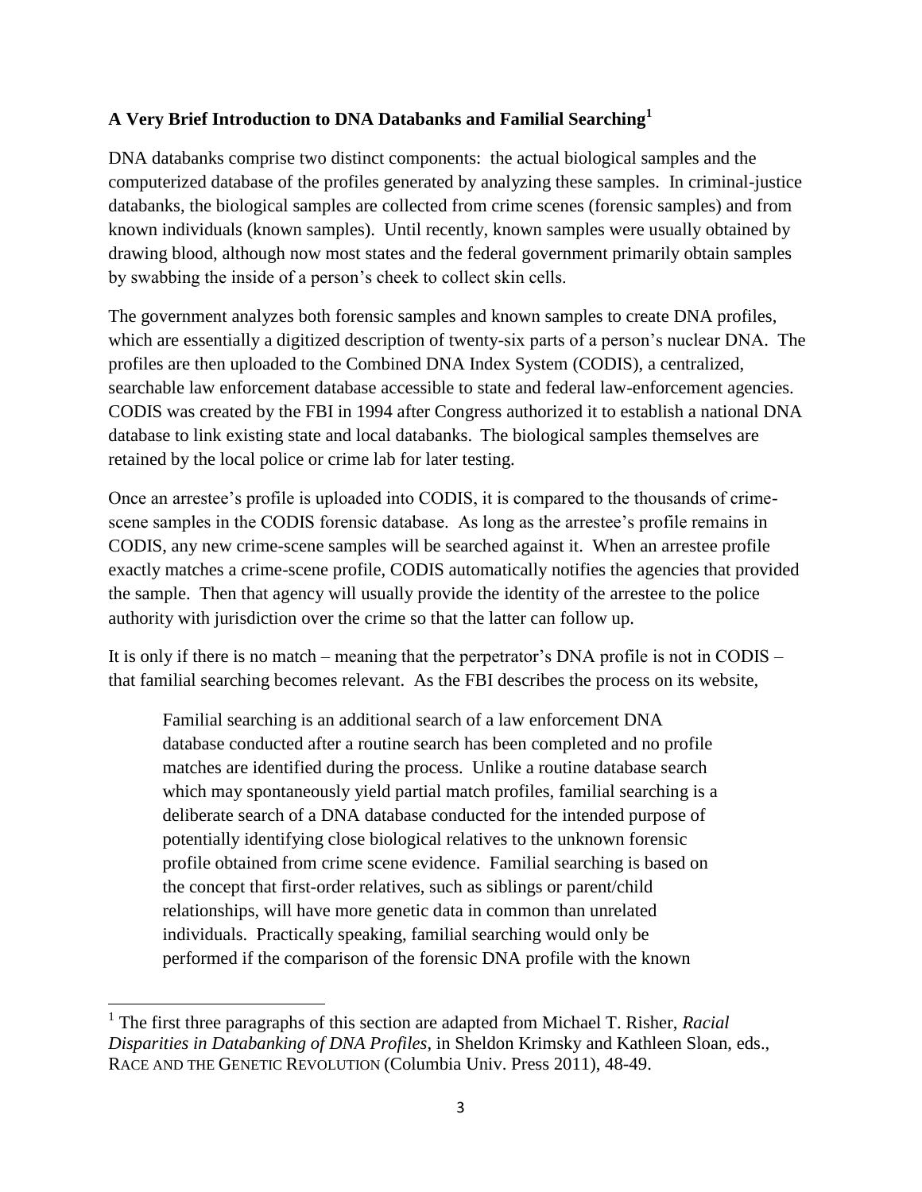**A Very Brief Introduction to DNA Databanks and Familial Searching**[1]

DNA databanks comprise two distinct components: the actual biological samples and the computerized database of the profiles generated by analyzing these samples. In criminal-justice databanks, the biological samples are collected from crime scenes (forensic samples) and from known individuals (known samples). Until recently, known samples were usually obtained by drawing blood, although now most states and the federal government primarily obtain samples by swabbing the inside of a person's cheek to collect skin cells.

The government analyzes both forensic samples and known samples to create DNA profiles, which are essentially a digitized description of twenty-six parts of a person's nuclear DNA. The profiles are then uploaded to the Combined DNA Index System (CODIS), a centralized, searchable law enforcement database accessible to state and federal law-enforcement agencies. CODIS was created by the FBI in 1994 after Congress authorized it to establish a national DNA database to link existing state and local databanks. The biological samples themselves are retained by the local police or crime lab for later testing.

Once an arrestee's profile is uploaded into CODIS, it is compared to the thousands of crime-scene samples in the CODIS forensic database. As long as the arrestee's profile remains in CODIS, any new crime-scene samples will be searched against it. When an arrestee profile exactly matches a crime-scene profile, CODIS automatically notifies the agencies that provided the sample. Then that agency will usually provide the identity of the arrestee to the police authority with jurisdiction over the crime so that the latter can follow up.

It is only if there is no match – meaning that the perpetrator's DNA profile is not in CODIS – that familial searching becomes relevant. As the FBI describes the process on its website,

> Familial searching is an additional search of a law enforcement DNA database conducted after a routine search has been completed and no profile matches are identified during the process. Unlike a routine database search which may spontaneously yield partial match profiles, familial searching is a deliberate search of a DNA database conducted for the intended purpose of potentially identifying close biological relatives to the unknown forensic profile obtained from crime scene evidence. Familial searching is based on the concept that first-order relatives, such as siblings or parent/child relationships, will have more genetic data in common than unrelated individuals. Practically speaking, familial searching would only be performed if the comparison of the forensic DNA profile with the known

---

[1] The first three paragraphs of this section are adapted from Michael T. Risher, *Racial Disparities in Databanking of DNA Profiles*, in Sheldon Krimsky and Kathleen Sloan, eds., RACE AND THE GENETIC REVOLUTION (Columbia Univ. Press 2011), 48-49.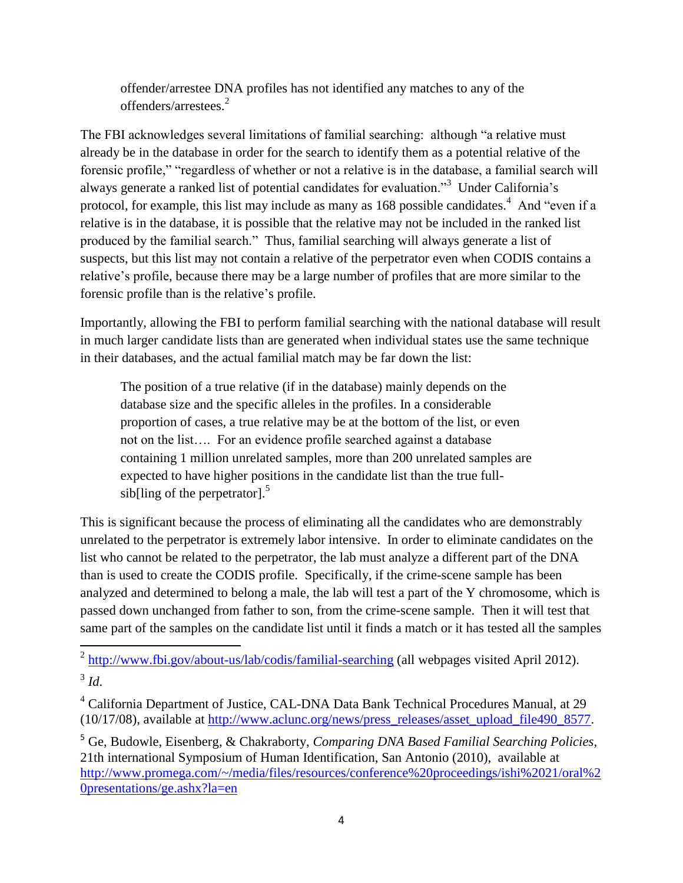> offender/arrestee DNA profiles has not identified any matches to any of the offenders/arrestees.[2]

The FBI acknowledges several limitations of familial searching: although "a relative must already be in the database in order for the search to identify them as a potential relative of the forensic profile," "regardless of whether or not a relative is in the database, a familial search will always generate a ranked list of potential candidates for evaluation."[3] Under California's protocol, for example, this list may include as many as 168 possible candidates.[4] And "even if a relative is in the database, it is possible that the relative may not be included in the ranked list produced by the familial search." Thus, familial searching will always generate a list of suspects, but this list may not contain a relative of the perpetrator even when CODIS contains a relative's profile, because there may be a large number of profiles that are more similar to the forensic profile than is the relative's profile.

Importantly, allowing the FBI to perform familial searching with the national database will result in much larger candidate lists than are generated when individual states use the same technique in their databases, and the actual familial match may be far down the list:

> The position of a true relative (if in the database) mainly depends on the database size and the specific alleles in the profiles. In a considerable proportion of cases, a true relative may be at the bottom of the list, or even not on the list…. For an evidence profile searched against a database containing 1 million unrelated samples, more than 200 unrelated samples are expected to have higher positions in the candidate list than the true full-sib[ling of the perpetrator].[5]

This is significant because the process of eliminating all the candidates who are demonstrably unrelated to the perpetrator is extremely labor intensive. In order to eliminate candidates on the list who cannot be related to the perpetrator, the lab must analyze a different part of the DNA than is used to create the CODIS profile. Specifically, if the crime-scene sample has been analyzed and determined to belong a male, the lab will test a part of the Y chromosome, which is passed down unchanged from father to son, from the crime-scene sample. Then it will test that same part of the samples on the candidate list until it finds a match or it has tested all the samples

---

[2] http://www.fbi.gov/about-us/lab/codis/familial-searching (all webpages visited April 2012).

[3] *Id*.

[4] California Department of Justice, CAL-DNA Data Bank Technical Procedures Manual, at 29 (10/17/08), available at http://www.aclunc.org/news/press_releases/asset_upload_file490_8577.

[5] Ge, Budowle, Eisenberg, & Chakraborty, *Comparing DNA Based Familial Searching Policies*, 21th international Symposium of Human Identification, San Antonio (2010), available at http://www.promega.com/~/media/files/resources/conference%20proceedings/ishi%2021/oral%20presentations/ge.ashx?la=en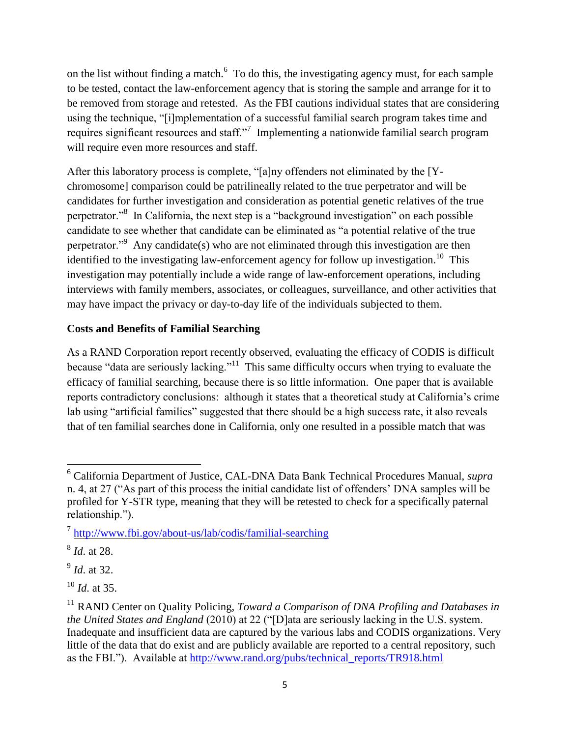on the list without finding a match.[6] To do this, the investigating agency must, for each sample to be tested, contact the law-enforcement agency that is storing the sample and arrange for it to be removed from storage and retested. As the FBI cautions individual states that are considering using the technique, "[i]mplementation of a successful familial search program takes time and requires significant resources and staff."[7] Implementing a nationwide familial search program will require even more resources and staff.

After this laboratory process is complete, "[a]ny offenders not eliminated by the [Y-chromosome] comparison could be patrilineally related to the true perpetrator and will be candidates for further investigation and consideration as potential genetic relatives of the true perpetrator."[8] In California, the next step is a "background investigation" on each possible candidate to see whether that candidate can be eliminated as "a potential relative of the true perpetrator."[9] Any candidate(s) who are not eliminated through this investigation are then identified to the investigating law-enforcement agency for follow up investigation.[10] This investigation may potentially include a wide range of law-enforcement operations, including interviews with family members, associates, or colleagues, surveillance, and other activities that may have impact the privacy or day-to-day life of the individuals subjected to them.

**Costs and Benefits of Familial Searching**

As a RAND Corporation report recently observed, evaluating the efficacy of CODIS is difficult because "data are seriously lacking."[11] This same difficulty occurs when trying to evaluate the efficacy of familial searching, because there is so little information. One paper that is available reports contradictory conclusions: although it states that a theoretical study at California's crime lab using "artificial families" suggested that there should be a high success rate, it also reveals that of ten familial searches done in California, only one resulted in a possible match that was

---

[6] California Department of Justice, CAL-DNA Data Bank Technical Procedures Manual, *supra* n. 4, at 27 ("As part of this process the initial candidate list of offenders' DNA samples will be profiled for Y-STR type, meaning that they will be retested to check for a specifically paternal relationship.").

[7] http://www.fbi.gov/about-us/lab/codis/familial-searching

[8] *Id.* at 28.

[9] *Id.* at 32.

[10] *Id.* at 35.

[11] RAND Center on Quality Policing, *Toward a Comparison of DNA Profiling and Databases in the United States and England* (2010) at 22 ("[D]ata are seriously lacking in the U.S. system. Inadequate and insufficient data are captured by the various labs and CODIS organizations. Very little of the data that do exist and are publicly available are reported to a central repository, such as the FBI."). Available at http://www.rand.org/pubs/technical_reports/TR918.html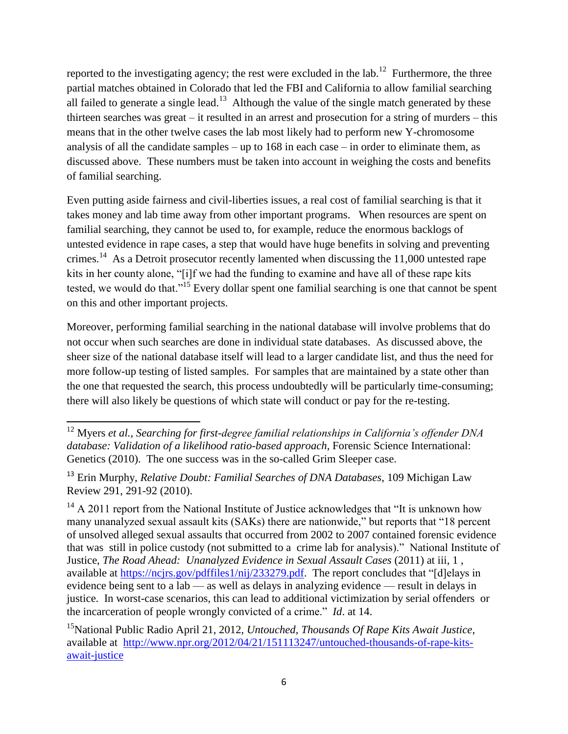reported to the investigating agency; the rest were excluded in the lab.[12] Furthermore, the three partial matches obtained in Colorado that led the FBI and California to allow familial searching all failed to generate a single lead.[13] Although the value of the single match generated by these thirteen searches was great – it resulted in an arrest and prosecution for a string of murders – this means that in the other twelve cases the lab most likely had to perform new Y-chromosome analysis of all the candidate samples – up to 168 in each case – in order to eliminate them, as discussed above. These numbers must be taken into account in weighing the costs and benefits of familial searching.

Even putting aside fairness and civil-liberties issues, a real cost of familial searching is that it takes money and lab time away from other important programs. When resources are spent on familial searching, they cannot be used to, for example, reduce the enormous backlogs of untested evidence in rape cases, a step that would have huge benefits in solving and preventing crimes.[14] As a Detroit prosecutor recently lamented when discussing the 11,000 untested rape kits in her county alone, "[i]f we had the funding to examine and have all of these rape kits tested, we would do that."[15] Every dollar spent one familial searching is one that cannot be spent on this and other important projects.

Moreover, performing familial searching in the national database will involve problems that do not occur when such searches are done in individual state databases. As discussed above, the sheer size of the national database itself will lead to a larger candidate list, and thus the need for more follow-up testing of listed samples. For samples that are maintained by a state other than the one that requested the search, this process undoubtedly will be particularly time-consuming; there will also likely be questions of which state will conduct or pay for the re-testing.

---

[12] Myers *et al., Searching for first-degree familial relationships in California's offender DNA database: Validation of a likelihood ratio-based approach*, Forensic Science International: Genetics (2010). The one success was in the so-called Grim Sleeper case.

[13] Erin Murphy, *Relative Doubt: Familial Searches of DNA Databases*, 109 Michigan Law Review 291, 291-92 (2010).

[14] A 2011 report from the National Institute of Justice acknowledges that "It is unknown how many unanalyzed sexual assault kits (SAKs) there are nationwide," but reports that "18 percent of unsolved alleged sexual assaults that occurred from 2002 to 2007 contained forensic evidence that was still in police custody (not submitted to a crime lab for analysis)." National Institute of Justice, *The Road Ahead: Unanalyzed Evidence in Sexual Assault Cases* (2011) at iii, 1 , available at https://ncjrs.gov/pdffiles1/nij/233279.pdf. The report concludes that "[d]elays in evidence being sent to a lab — as well as delays in analyzing evidence — result in delays in justice. In worst-case scenarios, this can lead to additional victimization by serial offenders or the incarceration of people wrongly convicted of a crime." *Id*. at 14.

[15] National Public Radio April 21, 2012, *Untouched, Thousands Of Rape Kits Await Justice*, available at http://www.npr.org/2012/04/21/151113247/untouched-thousands-of-rape-kits-await-justice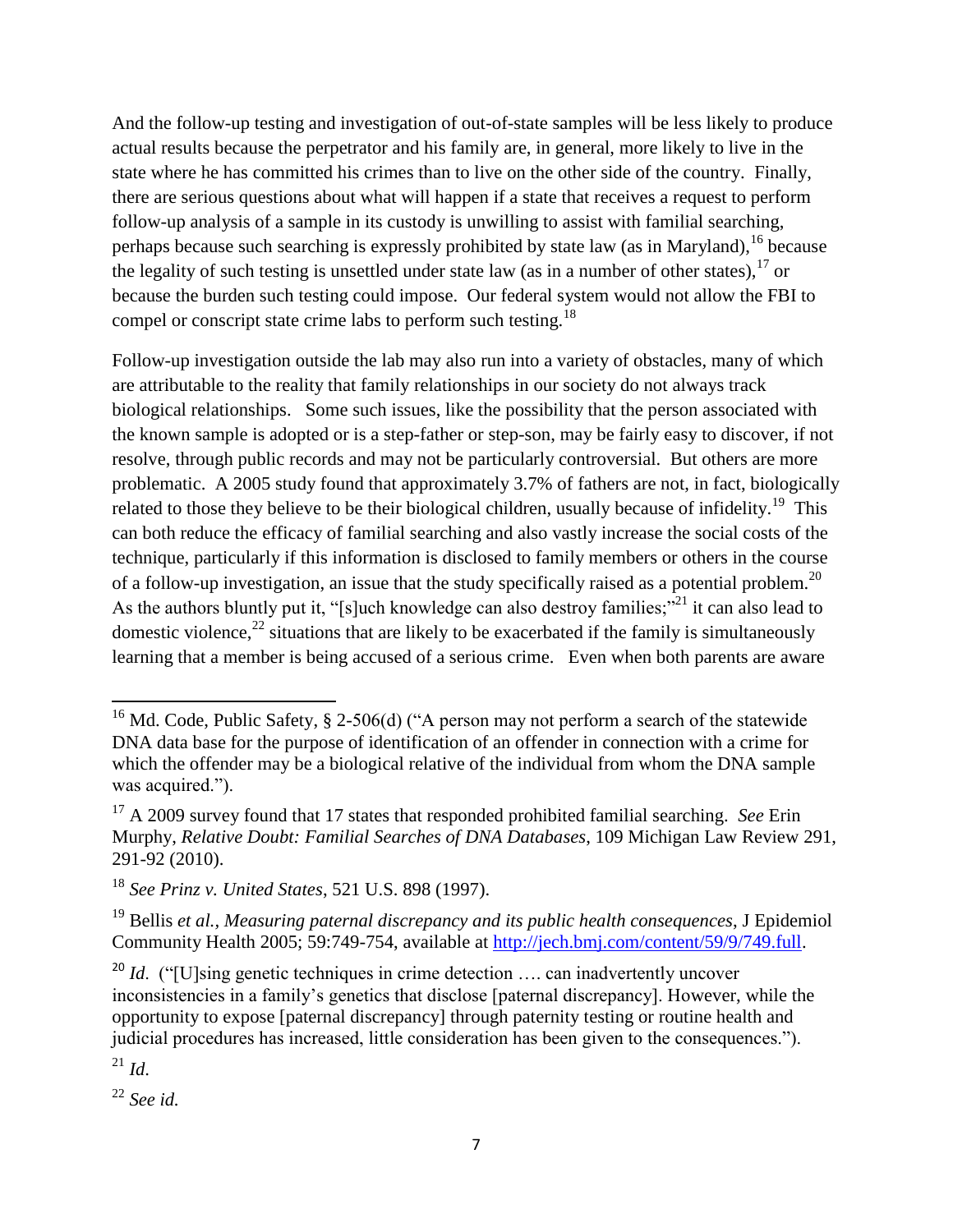And the follow-up testing and investigation of out-of-state samples will be less likely to produce actual results because the perpetrator and his family are, in general, more likely to live in the state where he has committed his crimes than to live on the other side of the country. Finally, there are serious questions about what will happen if a state that receives a request to perform follow-up analysis of a sample in its custody is unwilling to assist with familial searching, perhaps because such searching is expressly prohibited by state law (as in Maryland),[16] because the legality of such testing is unsettled under state law (as in a number of other states),[17] or because the burden such testing could impose. Our federal system would not allow the FBI to compel or conscript state crime labs to perform such testing.[18]

Follow-up investigation outside the lab may also run into a variety of obstacles, many of which are attributable to the reality that family relationships in our society do not always track biological relationships. Some such issues, like the possibility that the person associated with the known sample is adopted or is a step-father or step-son, may be fairly easy to discover, if not resolve, through public records and may not be particularly controversial. But others are more problematic. A 2005 study found that approximately 3.7% of fathers are not, in fact, biologically related to those they believe to be their biological children, usually because of infidelity.[19] This can both reduce the efficacy of familial searching and also vastly increase the social costs of the technique, particularly if this information is disclosed to family members or others in the course of a follow-up investigation, an issue that the study specifically raised as a potential problem.[20] As the authors bluntly put it, "[s]uch knowledge can also destroy families;"[21] it can also lead to domestic violence,[22] situations that are likely to be exacerbated if the family is simultaneously learning that a member is being accused of a serious crime. Even when both parents are aware

---

[16] Md. Code, Public Safety, § 2-506(d) ("A person may not perform a search of the statewide DNA data base for the purpose of identification of an offender in connection with a crime for which the offender may be a biological relative of the individual from whom the DNA sample was acquired.").

[17] A 2009 survey found that 17 states that responded prohibited familial searching. *See* Erin Murphy, *Relative Doubt: Familial Searches of DNA Databases*, 109 Michigan Law Review 291, 291-92 (2010).

[18] *See Prinz v. United States*, 521 U.S. 898 (1997).

[19] Bellis *et al.*, *Measuring paternal discrepancy and its public health consequences*, J Epidemiol Community Health 2005; 59:749-754, available at http://jech.bmj.com/content/59/9/749.full.

[20] *Id*. ("[U]sing genetic techniques in crime detection …. can inadvertently uncover inconsistencies in a family's genetics that disclose [paternal discrepancy]. However, while the opportunity to expose [paternal discrepancy] through paternity testing or routine health and judicial procedures has increased, little consideration has been given to the consequences.").

[21] *Id*.

[22] *See id.*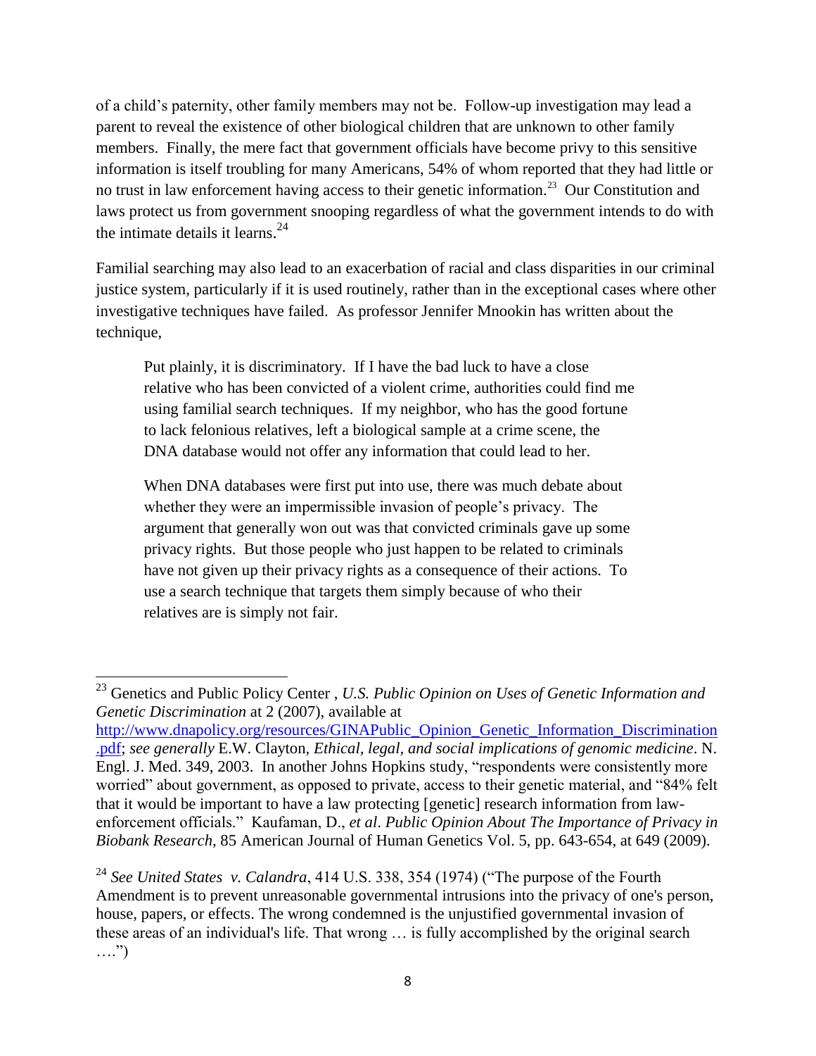of a child's paternity, other family members may not be. Follow-up investigation may lead a parent to reveal the existence of other biological children that are unknown to other family members. Finally, the mere fact that government officials have become privy to this sensitive information is itself troubling for many Americans, 54% of whom reported that they had little or no trust in law enforcement having access to their genetic information.[23] Our Constitution and laws protect us from government snooping regardless of what the government intends to do with the intimate details it learns.[24]

Familial searching may also lead to an exacerbation of racial and class disparities in our criminal justice system, particularly if it is used routinely, rather than in the exceptional cases where other investigative techniques have failed. As professor Jennifer Mnookin has written about the technique,

> Put plainly, it is discriminatory. If I have the bad luck to have a close relative who has been convicted of a violent crime, authorities could find me using familial search techniques. If my neighbor, who has the good fortune to lack felonious relatives, left a biological sample at a crime scene, the DNA database would not offer any information that could lead to her.
>
> When DNA databases were first put into use, there was much debate about whether they were an impermissible invasion of people's privacy. The argument that generally won out was that convicted criminals gave up some privacy rights. But those people who just happen to be related to criminals have not given up their privacy rights as a consequence of their actions. To use a search technique that targets them simply because of who their relatives are is simply not fair.

---

[23] Genetics and Public Policy Center , *U.S. Public Opinion on Uses of Genetic Information and Genetic Discrimination* at 2 (2007), available at http://www.dnapolicy.org/resources/GINAPublic_Opinion_Genetic_Information_Discrimination.pdf; *see generally* E.W. Clayton, *Ethical, legal, and social implications of genomic medicine*. N. Engl. J. Med. 349, 2003. In another Johns Hopkins study, "respondents were consistently more worried" about government, as opposed to private, access to their genetic material, and "84% felt that it would be important to have a law protecting [genetic] research information from law-enforcement officials." Kaufaman, D., *et al*. *Public Opinion About The Importance of Privacy in Biobank Research*, 85 American Journal of Human Genetics Vol. 5, pp. 643-654, at 649 (2009).

[24] *See United States v. Calandra*, 414 U.S. 338, 354 (1974) ("The purpose of the Fourth Amendment is to prevent unreasonable governmental intrusions into the privacy of one's person, house, papers, or effects. The wrong condemned is the unjustified governmental invasion of these areas of an individual's life. That wrong … is fully accomplished by the original search ….")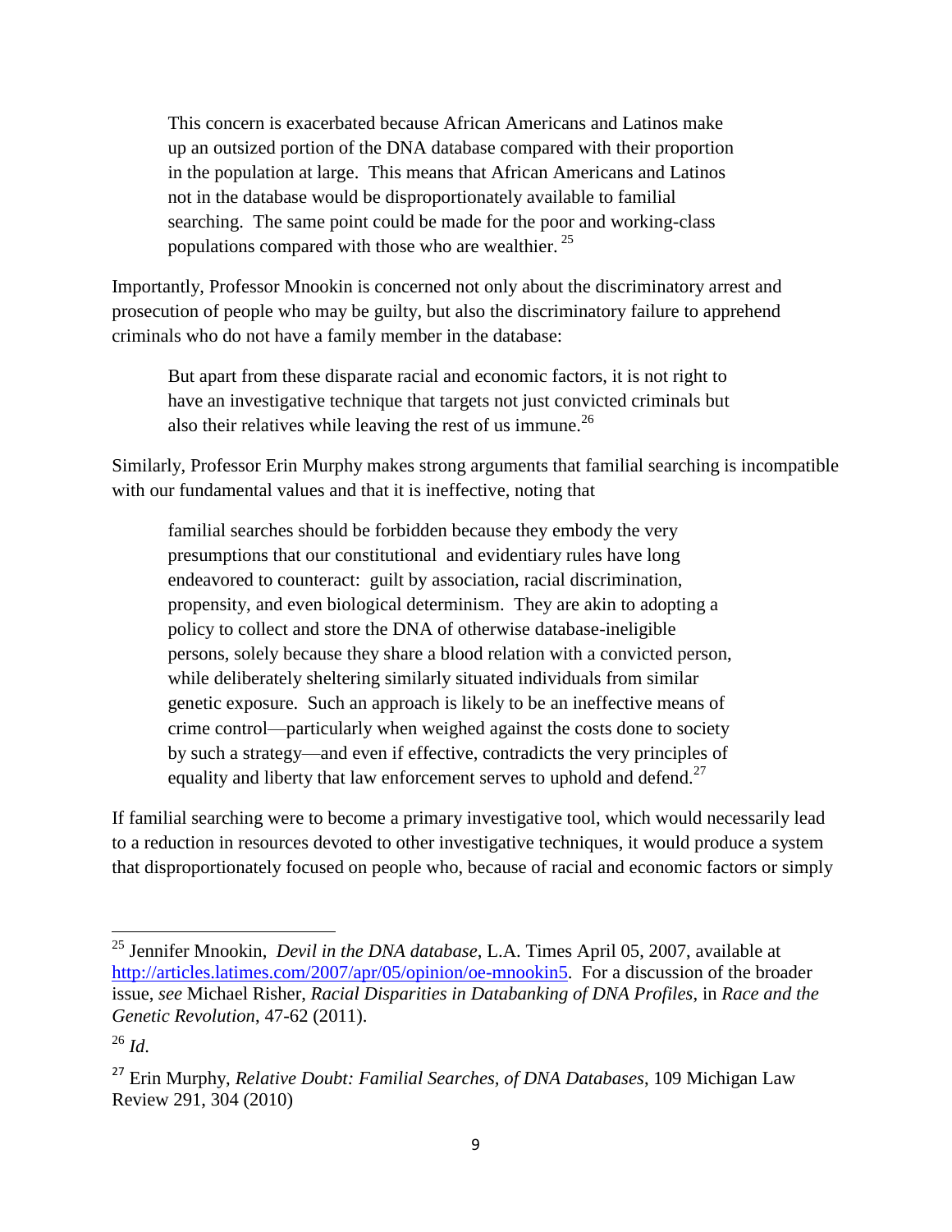> This concern is exacerbated because African Americans and Latinos make up an outsized portion of the DNA database compared with their proportion in the population at large. This means that African Americans and Latinos not in the database would be disproportionately available to familial searching. The same point could be made for the poor and working-class populations compared with those who are wealthier. [25]

Importantly, Professor Mnookin is concerned not only about the discriminatory arrest and prosecution of people who may be guilty, but also the discriminatory failure to apprehend criminals who do not have a family member in the database:

> But apart from these disparate racial and economic factors, it is not right to have an investigative technique that targets not just convicted criminals but also their relatives while leaving the rest of us immune.[26]

Similarly, Professor Erin Murphy makes strong arguments that familial searching is incompatible with our fundamental values and that it is ineffective, noting that

> familial searches should be forbidden because they embody the very presumptions that our constitutional and evidentiary rules have long endeavored to counteract: guilt by association, racial discrimination, propensity, and even biological determinism. They are akin to adopting a policy to collect and store the DNA of otherwise database-ineligible persons, solely because they share a blood relation with a convicted person, while deliberately sheltering similarly situated individuals from similar genetic exposure. Such an approach is likely to be an ineffective means of crime control—particularly when weighed against the costs done to society by such a strategy—and even if effective, contradicts the very principles of equality and liberty that law enforcement serves to uphold and defend.[27]

If familial searching were to become a primary investigative tool, which would necessarily lead to a reduction in resources devoted to other investigative techniques, it would produce a system that disproportionately focused on people who, because of racial and economic factors or simply

---

[25] Jennifer Mnookin, *Devil in the DNA database*, L.A. Times April 05, 2007, available at [http://articles.latimes.com/2007/apr/05/opinion/oe-mnookin5](http://articles.latimes.com/2007/apr/05/opinion/oe-mnookin5). For a discussion of the broader issue, *see* Michael Risher, *Racial Disparities in Databanking of DNA Profiles*, in *Race and the Genetic Revolution*, 47-62 (2011).

[26] *Id*.

[27] Erin Murphy, *Relative Doubt: Familial Searches, of DNA Databases*, 109 Michigan Law Review 291, 304 (2010)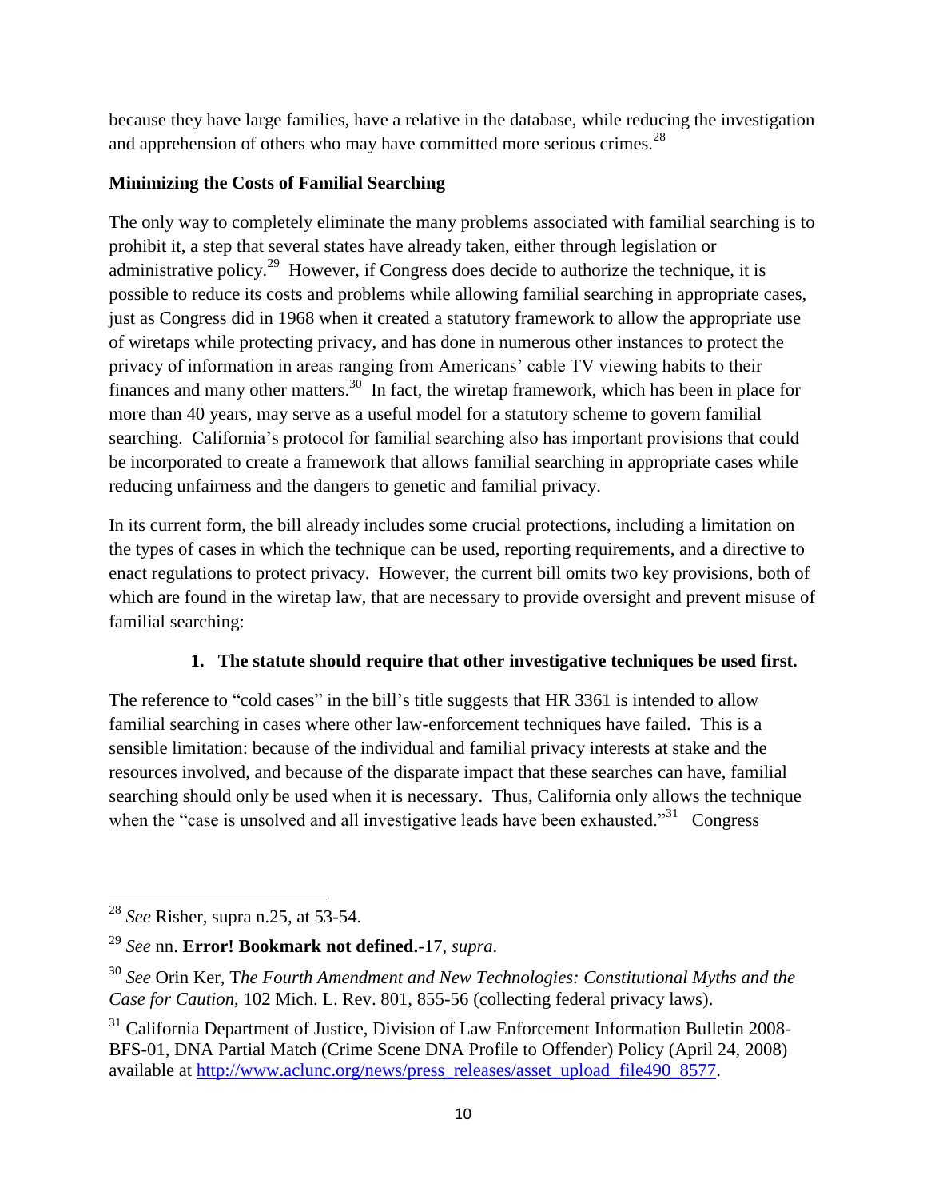because they have large families, have a relative in the database, while reducing the investigation and apprehension of others who may have committed more serious crimes.[28]

**Minimizing the Costs of Familial Searching**

The only way to completely eliminate the many problems associated with familial searching is to prohibit it, a step that several states have already taken, either through legislation or administrative policy.[29] However, if Congress does decide to authorize the technique, it is possible to reduce its costs and problems while allowing familial searching in appropriate cases, just as Congress did in 1968 when it created a statutory framework to allow the appropriate use of wiretaps while protecting privacy, and has done in numerous other instances to protect the privacy of information in areas ranging from Americans' cable TV viewing habits to their finances and many other matters.[30] In fact, the wiretap framework, which has been in place for more than 40 years, may serve as a useful model for a statutory scheme to govern familial searching. California's protocol for familial searching also has important provisions that could be incorporated to create a framework that allows familial searching in appropriate cases while reducing unfairness and the dangers to genetic and familial privacy.

In its current form, the bill already includes some crucial protections, including a limitation on the types of cases in which the technique can be used, reporting requirements, and a directive to enact regulations to protect privacy. However, the current bill omits two key provisions, both of which are found in the wiretap law, that are necessary to provide oversight and prevent misuse of familial searching:

1. **The statute should require that other investigative techniques be used first.**

The reference to "cold cases" in the bill's title suggests that HR 3361 is intended to allow familial searching in cases where other law-enforcement techniques have failed. This is a sensible limitation: because of the individual and familial privacy interests at stake and the resources involved, and because of the disparate impact that these searches can have, familial searching should only be used when it is necessary. Thus, California only allows the technique when the "case is unsolved and all investigative leads have been exhausted."[31] Congress

---

[28] *See* Risher, supra n.25, at 53-54.

[29] *See* nn. **Error! Bookmark not defined.**-17, *supra*.

[30] *See* Orin Ker, T*he Fourth Amendment and New Technologies: Constitutional Myths and the Case for Caution*, 102 Mich. L. Rev. 801, 855-56 (collecting federal privacy laws).

[31] California Department of Justice, Division of Law Enforcement Information Bulletin 2008-BFS-01, DNA Partial Match (Crime Scene DNA Profile to Offender) Policy (April 24, 2008) available at http://www.aclunc.org/news/press_releases/asset_upload_file490_8577.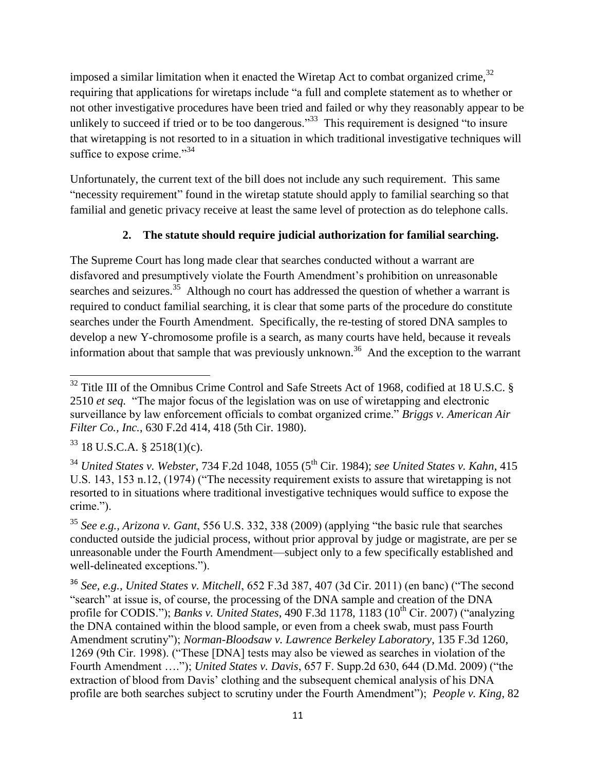imposed a similar limitation when it enacted the Wiretap Act to combat organized crime,[32] requiring that applications for wiretaps include "a full and complete statement as to whether or not other investigative procedures have been tried and failed or why they reasonably appear to be unlikely to succeed if tried or to be too dangerous."[33] This requirement is designed "to insure that wiretapping is not resorted to in a situation in which traditional investigative techniques will suffice to expose crime."[34]

Unfortunately, the current text of the bill does not include any such requirement. This same "necessity requirement" found in the wiretap statute should apply to familial searching so that familial and genetic privacy receive at least the same level of protection as do telephone calls.

**2. The statute should require judicial authorization for familial searching.**

The Supreme Court has long made clear that searches conducted without a warrant are disfavored and presumptively violate the Fourth Amendment's prohibition on unreasonable searches and seizures.[35] Although no court has addressed the question of whether a warrant is required to conduct familial searching, it is clear that some parts of the procedure do constitute searches under the Fourth Amendment. Specifically, the re-testing of stored DNA samples to develop a new Y-chromosome profile is a search, as many courts have held, because it reveals information about that sample that was previously unknown.[36] And the exception to the warrant

---

[32] Title III of the Omnibus Crime Control and Safe Streets Act of 1968, codified at 18 U.S.C. § 2510 *et seq.* "The major focus of the legislation was on use of wiretapping and electronic surveillance by law enforcement officials to combat organized crime." *Briggs v. American Air Filter Co., Inc.*, 630 F.2d 414, 418 (5th Cir. 1980).

[33] 18 U.S.C.A. § 2518(1)(c).

[34] *United States v. Webster*, 734 F.2d 1048, 1055 (5th Cir. 1984); *see United States v. Kahn*, 415 U.S. 143, 153 n.12, (1974) ("The necessity requirement exists to assure that wiretapping is not resorted to in situations where traditional investigative techniques would suffice to expose the crime.").

[35] *See e.g., Arizona v. Gant*, 556 U.S. 332, 338 (2009) (applying "the basic rule that searches conducted outside the judicial process, without prior approval by judge or magistrate, are per se unreasonable under the Fourth Amendment—subject only to a few specifically established and well-delineated exceptions.").

[36] *See, e.g.*, *United States v. Mitchell*, 652 F.3d 387, 407 (3d Cir. 2011) (en banc) ("The second "search" at issue is, of course, the processing of the DNA sample and creation of the DNA profile for CODIS."); *Banks v. United States*, 490 F.3d 1178, 1183 (10th Cir. 2007) ("analyzing the DNA contained within the blood sample, or even from a cheek swab, must pass Fourth Amendment scrutiny"); *Norman-Bloodsaw v. Lawrence Berkeley Laboratory*, 135 F.3d 1260, 1269 (9th Cir. 1998). ("These [DNA] tests may also be viewed as searches in violation of the Fourth Amendment …."); *United States v. Davis*, 657 F. Supp.2d 630, 644 (D.Md. 2009) ("the extraction of blood from Davis' clothing and the subsequent chemical analysis of his DNA profile are both searches subject to scrutiny under the Fourth Amendment"); *People v. King*, 82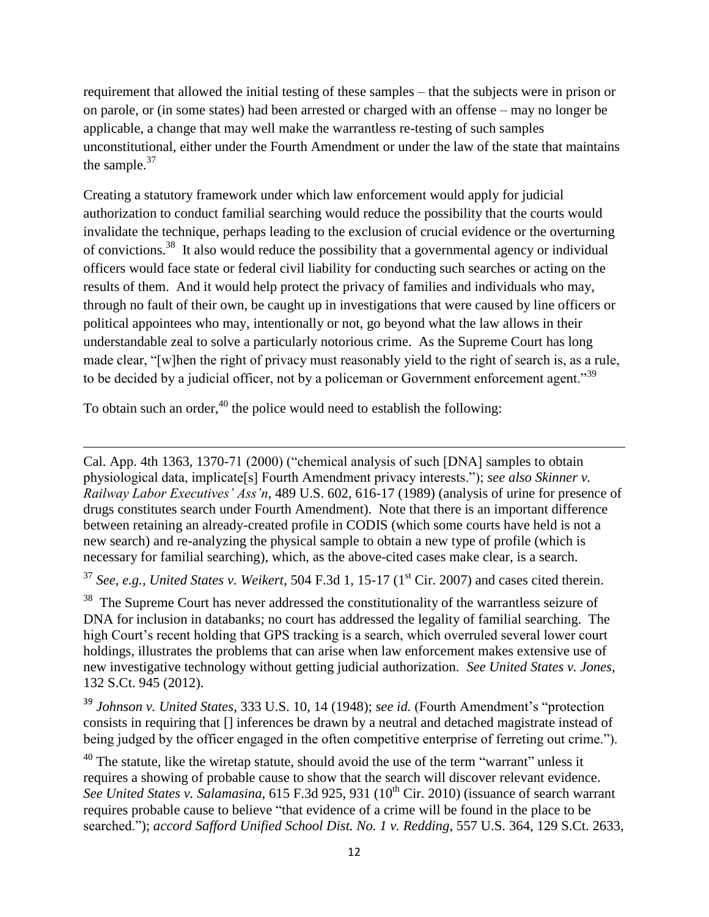requirement that allowed the initial testing of these samples – that the subjects were in prison or on parole, or (in some states) had been arrested or charged with an offense – may no longer be applicable, a change that may well make the warrantless re-testing of such samples unconstitutional, either under the Fourth Amendment or under the law of the state that maintains the sample.[37]

Creating a statutory framework under which law enforcement would apply for judicial authorization to conduct familial searching would reduce the possibility that the courts would invalidate the technique, perhaps leading to the exclusion of crucial evidence or the overturning of convictions.[38] It also would reduce the possibility that a governmental agency or individual officers would face state or federal civil liability for conducting such searches or acting on the results of them. And it would help protect the privacy of families and individuals who may, through no fault of their own, be caught up in investigations that were caused by line officers or political appointees who may, intentionally or not, go beyond what the law allows in their understandable zeal to solve a particularly notorious crime. As the Supreme Court has long made clear, "[w]hen the right of privacy must reasonably yield to the right of search is, as a rule, to be decided by a judicial officer, not by a policeman or Government enforcement agent."[39]

To obtain such an order,[40] the police would need to establish the following:

---

Cal. App. 4th 1363, 1370-71 (2000) ("chemical analysis of such [DNA] samples to obtain physiological data, implicate[s] Fourth Amendment privacy interests."); *see also Skinner v. Railway Labor Executives' Ass'n*, 489 U.S. 602, 616-17 (1989) (analysis of urine for presence of drugs constitutes search under Fourth Amendment). Note that there is an important difference between retaining an already-created profile in CODIS (which some courts have held is not a new search) and re-analyzing the physical sample to obtain a new type of profile (which is necessary for familial searching), which, as the above-cited cases make clear, is a search.

[37] *See, e.g., United States v. Weikert*, 504 F.3d 1, 15-17 (1st Cir. 2007) and cases cited therein.

[38] The Supreme Court has never addressed the constitutionality of the warrantless seizure of DNA for inclusion in databanks; no court has addressed the legality of familial searching. The high Court's recent holding that GPS tracking is a search, which overruled several lower court holdings, illustrates the problems that can arise when law enforcement makes extensive use of new investigative technology without getting judicial authorization. *See United States v. Jones*, 132 S.Ct. 945 (2012).

[39] *Johnson v. United States*, 333 U.S. 10, 14 (1948); *see id.* (Fourth Amendment's "protection consists in requiring that [] inferences be drawn by a neutral and detached magistrate instead of being judged by the officer engaged in the often competitive enterprise of ferreting out crime.").

[40] The statute, like the wiretap statute, should avoid the use of the term "warrant" unless it requires a showing of probable cause to show that the search will discover relevant evidence. *See United States v. Salamasina*, 615 F.3d 925, 931 (10th Cir. 2010) (issuance of search warrant requires probable cause to believe "that evidence of a crime will be found in the place to be searched."); *accord Safford Unified School Dist. No. 1 v. Redding*, 557 U.S. 364, 129 S.Ct. 2633,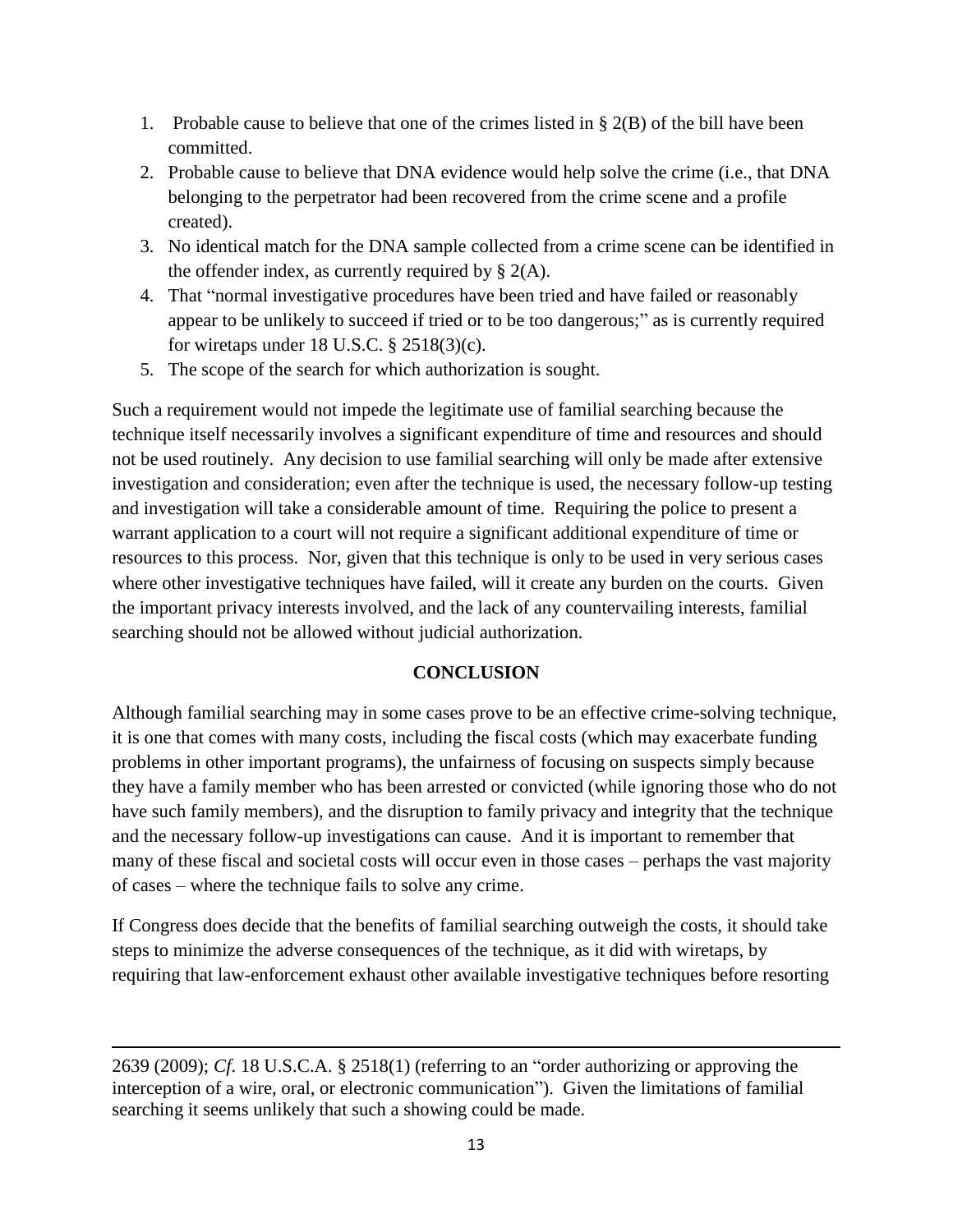1. Probable cause to believe that one of the crimes listed in § 2(B) of the bill have been committed.
2. Probable cause to believe that DNA evidence would help solve the crime (i.e., that DNA belonging to the perpetrator had been recovered from the crime scene and a profile created).
3. No identical match for the DNA sample collected from a crime scene can be identified in the offender index, as currently required by § 2(A).
4. That "normal investigative procedures have been tried and have failed or reasonably appear to be unlikely to succeed if tried or to be too dangerous;" as is currently required for wiretaps under 18 U.S.C. § 2518(3)(c).
5. The scope of the search for which authorization is sought.

Such a requirement would not impede the legitimate use of familial searching because the technique itself necessarily involves a significant expenditure of time and resources and should not be used routinely. Any decision to use familial searching will only be made after extensive investigation and consideration; even after the technique is used, the necessary follow-up testing and investigation will take a considerable amount of time. Requiring the police to present a warrant application to a court will not require a significant additional expenditure of time or resources to this process. Nor, given that this technique is only to be used in very serious cases where other investigative techniques have failed, will it create any burden on the courts. Given the important privacy interests involved, and the lack of any countervailing interests, familial searching should not be allowed without judicial authorization.

## CONCLUSION

Although familial searching may in some cases prove to be an effective crime-solving technique, it is one that comes with many costs, including the fiscal costs (which may exacerbate funding problems in other important programs), the unfairness of focusing on suspects simply because they have a family member who has been arrested or convicted (while ignoring those who do not have such family members), and the disruption to family privacy and integrity that the technique and the necessary follow-up investigations can cause. And it is important to remember that many of these fiscal and societal costs will occur even in those cases – perhaps the vast majority of cases – where the technique fails to solve any crime.

If Congress does decide that the benefits of familial searching outweigh the costs, it should take steps to minimize the adverse consequences of the technique, as it did with wiretaps, by requiring that law-enforcement exhaust other available investigative techniques before resorting

---

2639 (2009); *Cf.* 18 U.S.C.A. § 2518(1) (referring to an "order authorizing or approving the interception of a wire, oral, or electronic communication"). Given the limitations of familial searching it seems unlikely that such a showing could be made.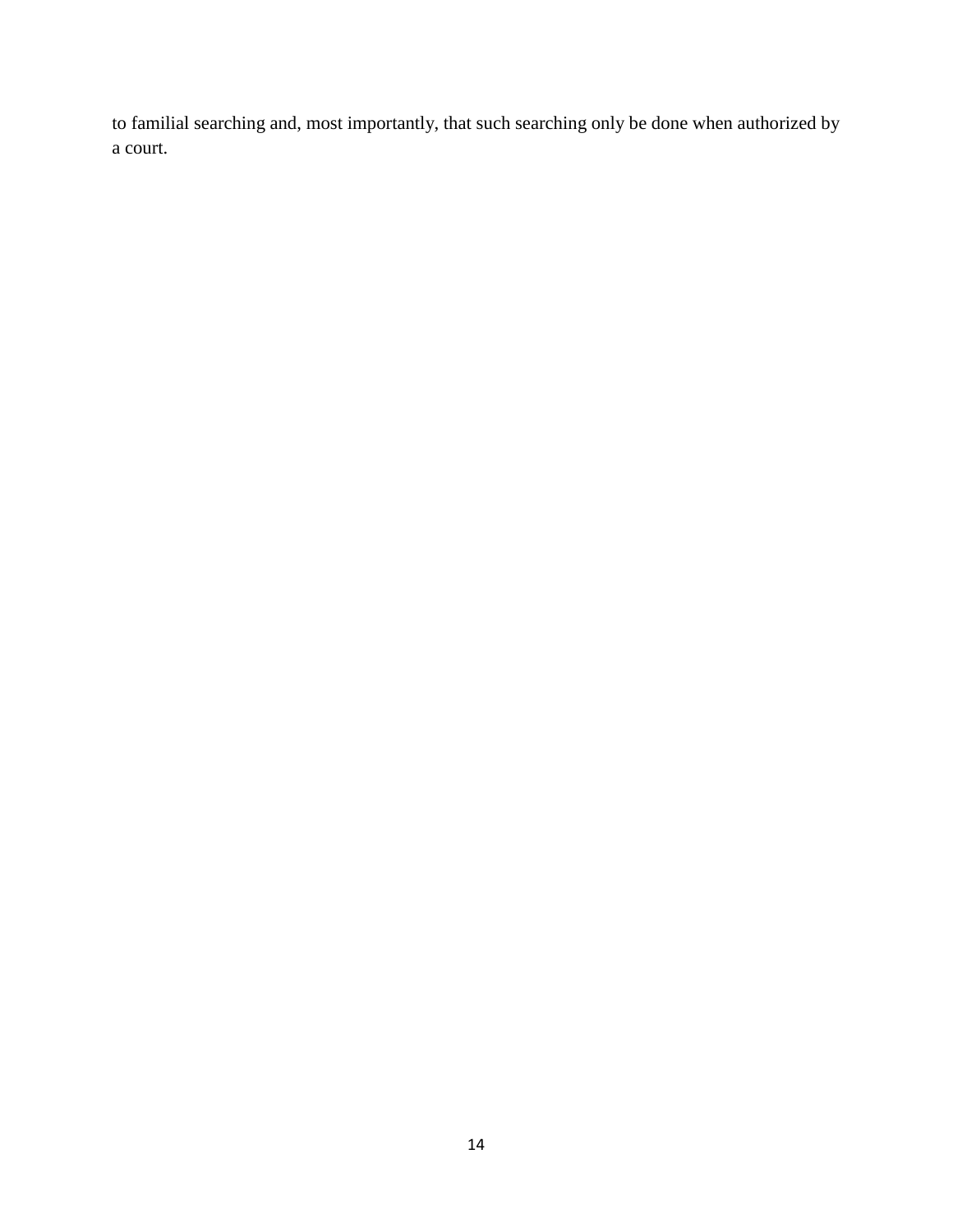to familial searching and, most importantly, that such searching only be done when authorized by a court.